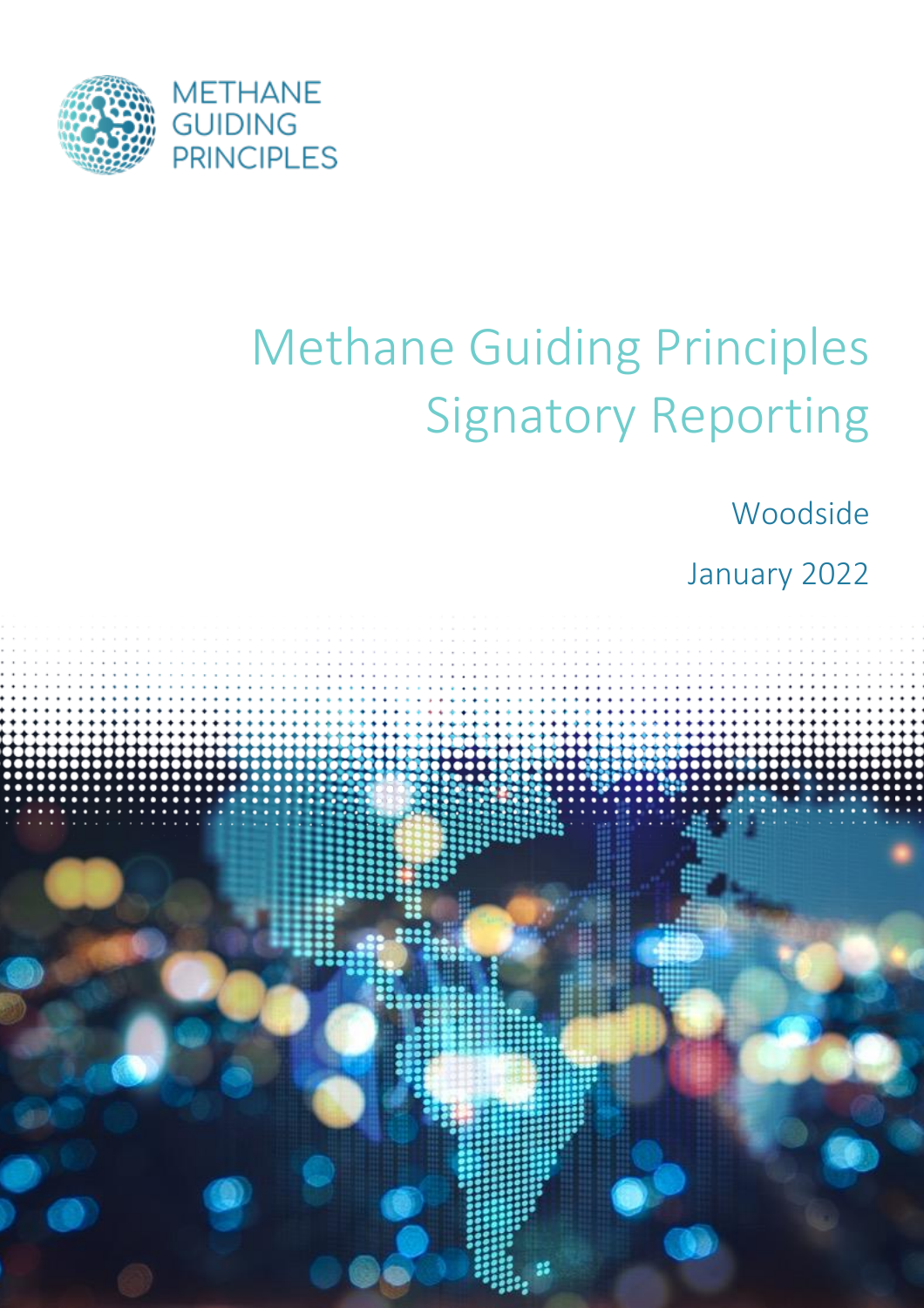METHANE GUIDING PRINCIPLES

# Methane Guiding Principles Signatory Reporting

Woodside

January 2022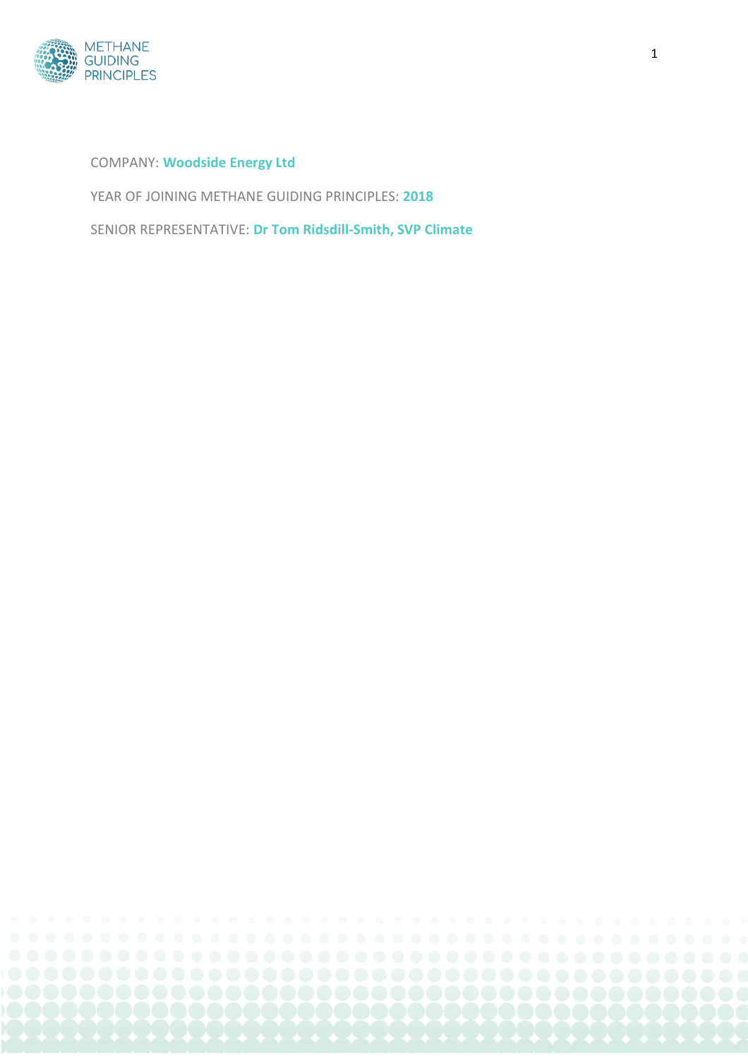COMPANY: **Woodside Energy Ltd**

YEAR OF JOINING METHANE GUIDING PRINCIPLES: **2018**

SENIOR REPRESENTATIVE: **Dr Tom Ridsdill-Smith, SVP Climate**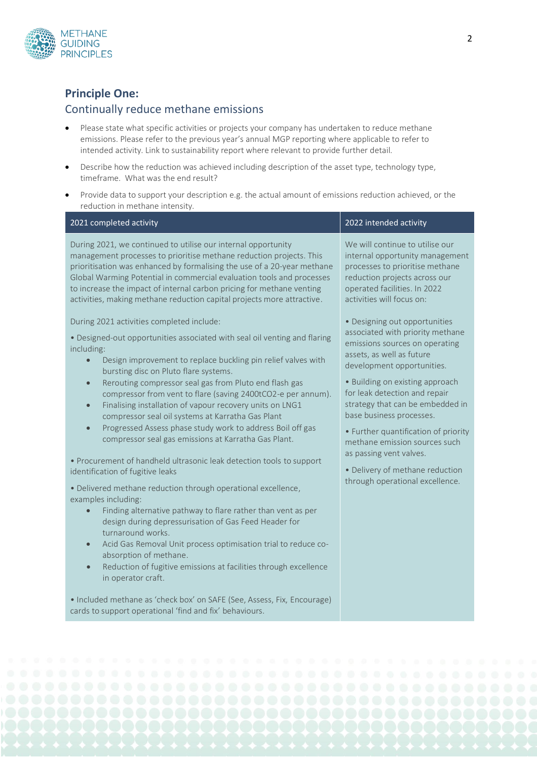## Principle One:

### Continually reduce methane emissions

- Please state what specific activities or projects your company has undertaken to reduce methane emissions. Please refer to the previous year's annual MGP reporting where applicable to refer to intended activity. Link to sustainability report where relevant to provide further detail.
- Describe how the reduction was achieved including description of the asset type, technology type, timeframe. What was the end result?
- Provide data to support your description e.g. the actual amount of emissions reduction achieved, or the reduction in methane intensity.

| 2021 completed activity | 2022 intended activity |
|---|---|
| During 2021, we continued to utilise our internal opportunity management processes to prioritise methane reduction projects. This prioritisation was enhanced by formalising the use of a 20-year methane Global Warming Potential in commercial evaluation tools and processes to increase the impact of internal carbon pricing for methane venting activities, making methane reduction capital projects more attractive.<br><br>During 2021 activities completed include:<br><br>• Designed-out opportunities associated with seal oil venting and flaring including:<br>- Design improvement to replace buckling pin relief valves with bursting disc on Pluto flare systems.<br>- Rerouting compressor seal gas from Pluto end flash gas compressor from vent to flare (saving 2400t$CO_2$-e per annum).<br>- Finalising installation of vapour recovery units on LNG1 compressor seal oil systems at Karratha Gas Plant<br>- Progressed Assess phase study work to address Boil off gas compressor seal gas emissions at Karratha Gas Plant.<br><br>• Procurement of handheld ultrasonic leak detection tools to support identification of fugitive leaks<br><br>• Delivered methane reduction through operational excellence, examples including:<br>- Finding alternative pathway to flare rather than vent as per design during depressurisation of Gas Feed Header for turnaround works.<br>- Acid Gas Removal Unit process optimisation trial to reduce co-absorption of methane.<br>- Reduction of fugitive emissions at facilities through excellence in operator craft.<br><br>• Included methane as 'check box' on SAFE (See, Assess, Fix, Encourage) cards to support operational 'find and fix' behaviours. | We will continue to utilise our internal opportunity management processes to prioritise methane reduction projects across our operated facilities. In 2022 activities will focus on:<br><br>• Designing out opportunities associated with priority methane emissions sources on operating assets, as well as future development opportunities.<br><br>• Building on existing approach for leak detection and repair strategy that can be embedded in base business processes.<br><br>• Further quantification of priority methane emission sources such as passing vent valves.<br><br>• Delivery of methane reduction through operational excellence. |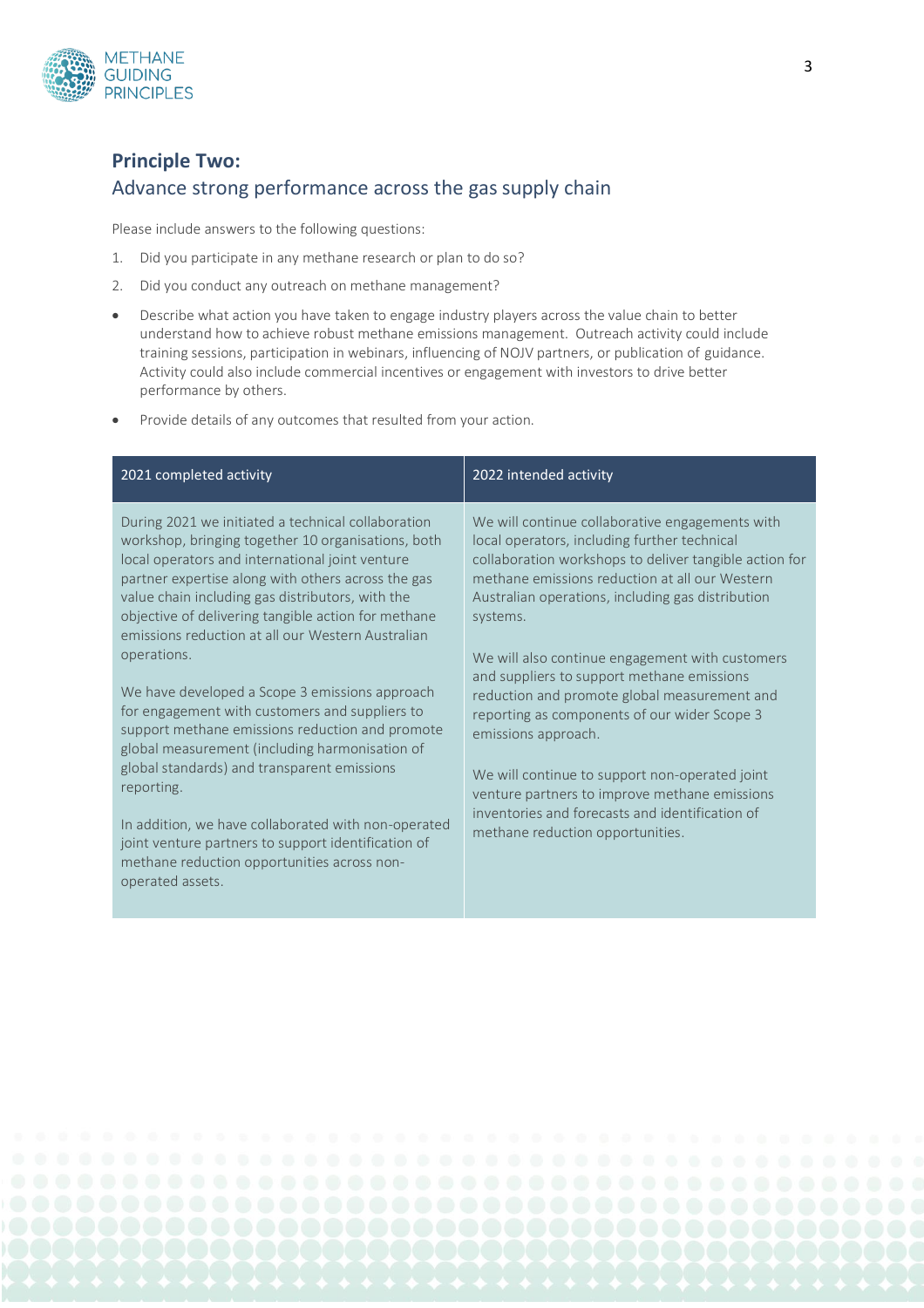## Principle Two:

### Advance strong performance across the gas supply chain

Please include answers to the following questions:

1. Did you participate in any methane research or plan to do so?
2. Did you conduct any outreach on methane management?

- Describe what action you have taken to engage industry players across the value chain to better understand how to achieve robust methane emissions management. Outreach activity could include training sessions, participation in webinars, influencing of NOJV partners, or publication of guidance. Activity could also include commercial incentives or engagement with investors to drive better performance by others.
- Provide details of any outcomes that resulted from your action.

| 2021 completed activity | 2022 intended activity |
|---|---|
| During 2021 we initiated a technical collaboration workshop, bringing together 10 organisations, both local operators and international joint venture partner expertise along with others across the gas value chain including gas distributors, with the objective of delivering tangible action for methane emissions reduction at all our Western Australian operations.<br><br>We have developed a Scope 3 emissions approach for engagement with customers and suppliers to support methane emissions reduction and promote global measurement (including harmonisation of global standards) and transparent emissions reporting.<br><br>In addition, we have collaborated with non-operated joint venture partners to support identification of methane reduction opportunities across non-operated assets. | We will continue collaborative engagements with local operators, including further technical collaboration workshops to deliver tangible action for methane emissions reduction at all our Western Australian operations, including gas distribution systems.<br><br>We will also continue engagement with customers and suppliers to support methane emissions reduction and promote global measurement and reporting as components of our wider Scope 3 emissions approach.<br><br>We will continue to support non-operated joint venture partners to improve methane emissions inventories and forecasts and identification of methane reduction opportunities. |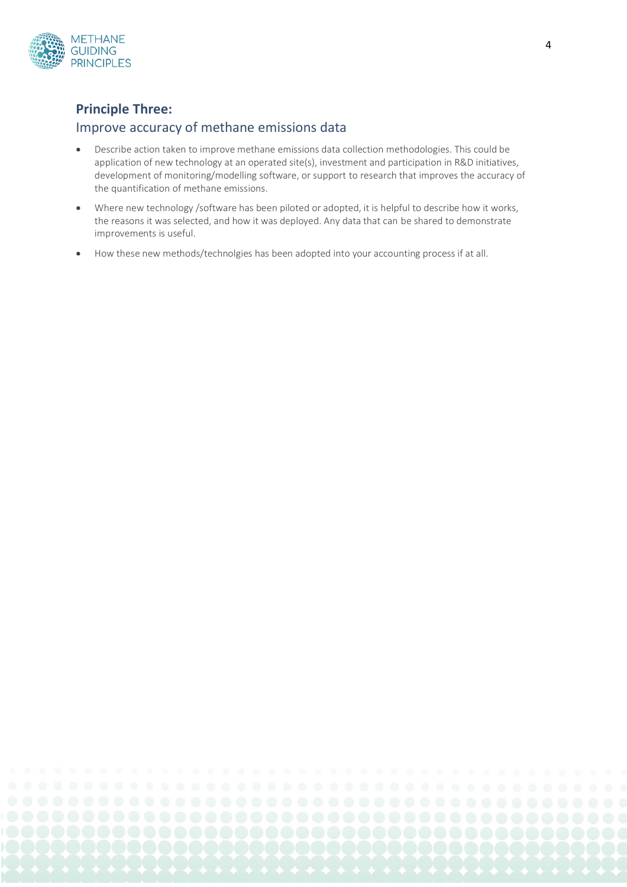## Principle Three:

### Improve accuracy of methane emissions data

- Describe action taken to improve methane emissions data collection methodologies. This could be application of new technology at an operated site(s), investment and participation in R&D initiatives, development of monitoring/modelling software, or support to research that improves the accuracy of the quantification of methane emissions.
- Where new technology /software has been piloted or adopted, it is helpful to describe how it works, the reasons it was selected, and how it was deployed. Any data that can be shared to demonstrate improvements is useful.
- How these new methods/technolgies has been adopted into your accounting process if at all.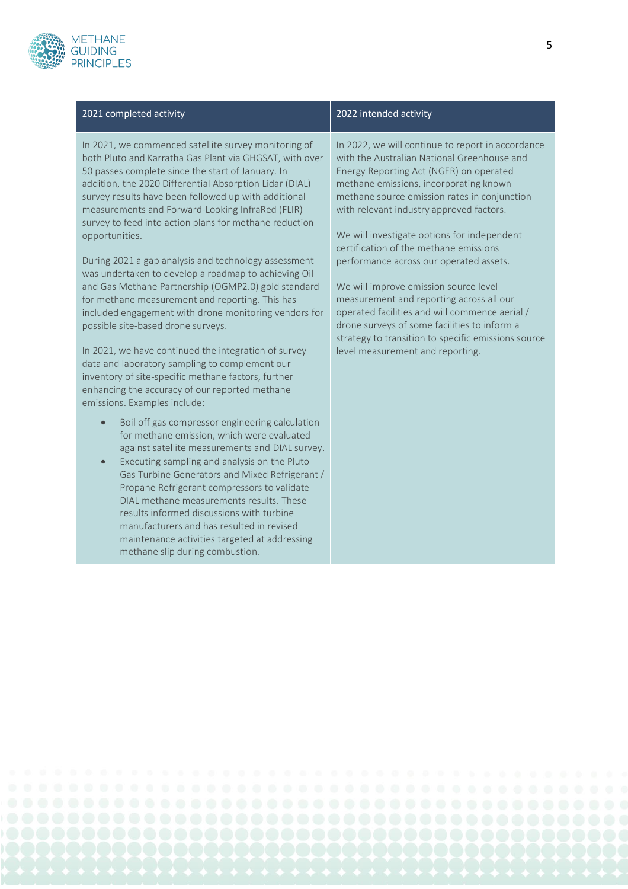| 2021 completed activity | 2022 intended activity |
| --- | --- |
| In 2021, we commenced satellite survey monitoring of both Pluto and Karratha Gas Plant via GHGSAT, with over 50 passes complete since the start of January. In addition, the 2020 Differential Absorption Lidar (DIAL) survey results have been followed up with additional measurements and Forward-Looking InfraRed (FLIR) survey to feed into action plans for methane reduction opportunities.<br><br>During 2021 a gap analysis and technology assessment was undertaken to develop a roadmap to achieving Oil and Gas Methane Partnership (OGMP2.0) gold standard for methane measurement and reporting. This has included engagement with drone monitoring vendors for possible site-based drone surveys.<br><br>In 2021, we have continued the integration of survey data and laboratory sampling to complement our inventory of site-specific methane factors, further enhancing the accuracy of our reported methane emissions. Examples include:<br>• Boil off gas compressor engineering calculation for methane emission, which were evaluated against satellite measurements and DIAL survey.<br>• Executing sampling and analysis on the Pluto Gas Turbine Generators and Mixed Refrigerant / Propane Refrigerant compressors to validate DIAL methane measurements results. These results informed discussions with turbine manufacturers and has resulted in revised maintenance activities targeted at addressing methane slip during combustion. | In 2022, we will continue to report in accordance with the Australian National Greenhouse and Energy Reporting Act (NGER) on operated methane emissions, incorporating known methane source emission rates in conjunction with relevant industry approved factors.<br><br>We will investigate options for independent certification of the methane emissions performance across our operated assets.<br><br>We will improve emission source level measurement and reporting across all our operated facilities and will commence aerial / drone surveys of some facilities to inform a strategy to transition to specific emissions source level measurement and reporting. |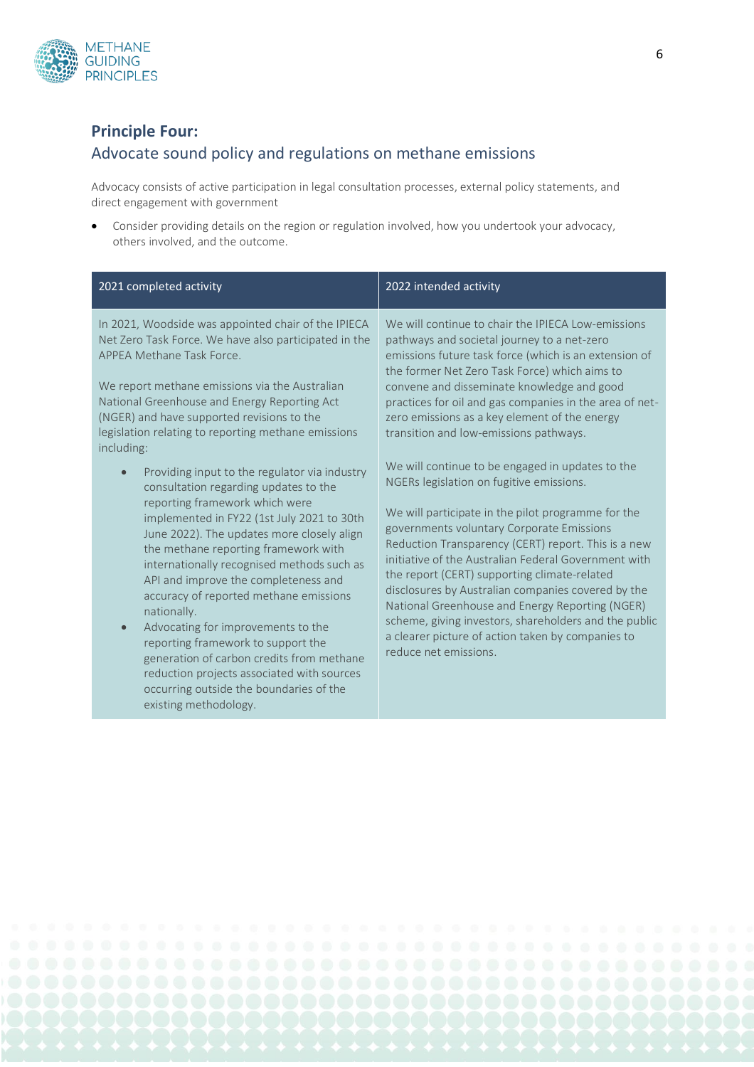## Principle Four:

### Advocate sound policy and regulations on methane emissions

Advocacy consists of active participation in legal consultation processes, external policy statements, and direct engagement with government

- Consider providing details on the region or regulation involved, how you undertook your advocacy, others involved, and the outcome.

| 2021 completed activity | 2022 intended activity |
| --- | --- |
| In 2021, Woodside was appointed chair of the IPIECA Net Zero Task Force. We have also participated in the APPEA Methane Task Force.<br><br>We report methane emissions via the Australian National Greenhouse and Energy Reporting Act (NGER) and have supported revisions to the legislation relating to reporting methane emissions including:<br><br>• Providing input to the regulator via industry consultation regarding updates to the reporting framework which were implemented in FY22 (1st July 2021 to 30th June 2022). The updates more closely align the methane reporting framework with internationally recognised methods such as API and improve the completeness and accuracy of reported methane emissions nationally.<br>• Advocating for improvements to the reporting framework to support the generation of carbon credits from methane reduction projects associated with sources occurring outside the boundaries of the existing methodology. | We will continue to chair the IPIECA Low-emissions pathways and societal journey to a net-zero emissions future task force (which is an extension of the former Net Zero Task Force) which aims to convene and disseminate knowledge and good practices for oil and gas companies in the area of net-zero emissions as a key element of the energy transition and low-emissions pathways.<br><br>We will continue to be engaged in updates to the NGERs legislation on fugitive emissions.<br><br>We will participate in the pilot programme for the governments voluntary Corporate Emissions Reduction Transparency (CERT) report. This is a new initiative of the Australian Federal Government with the report (CERT) supporting climate-related disclosures by Australian companies covered by the National Greenhouse and Energy Reporting (NGER) scheme, giving investors, shareholders and the public a clearer picture of action taken by companies to reduce net emissions. |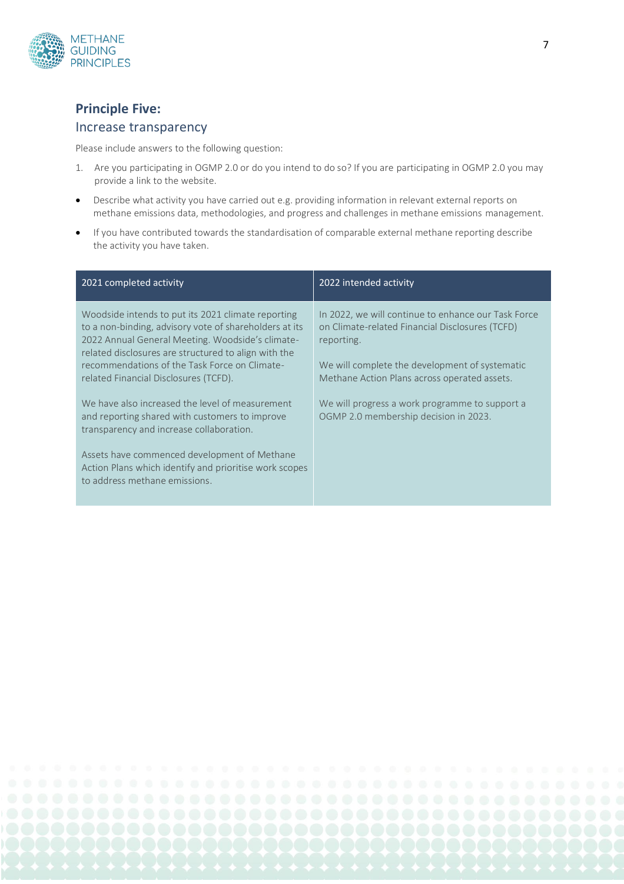## Principle Five:

### Increase transparency

Please include answers to the following question:

1. Are you participating in OGMP 2.0 or do you intend to do so? If you are participating in OGMP 2.0 you may provide a link to the website.

- Describe what activity you have carried out e.g. providing information in relevant external reports on methane emissions data, methodologies, and progress and challenges in methane emissions management.
- If you have contributed towards the standardisation of comparable external methane reporting describe the activity you have taken.

| 2021 completed activity | 2022 intended activity |
|---|---|
| Woodside intends to put its 2021 climate reporting to a non-binding, advisory vote of shareholders at its 2022 Annual General Meeting. Woodside's climate-related disclosures are structured to align with the recommendations of the Task Force on Climate-related Financial Disclosures (TCFD).<br><br>We have also increased the level of measurement and reporting shared with customers to improve transparency and increase collaboration.<br><br>Assets have commenced development of Methane Action Plans which identify and prioritise work scopes to address methane emissions. | In 2022, we will continue to enhance our Task Force on Climate-related Financial Disclosures (TCFD) reporting.<br><br>We will complete the development of systematic Methane Action Plans across operated assets.<br><br>We will progress a work programme to support a OGMP 2.0 membership decision in 2023. |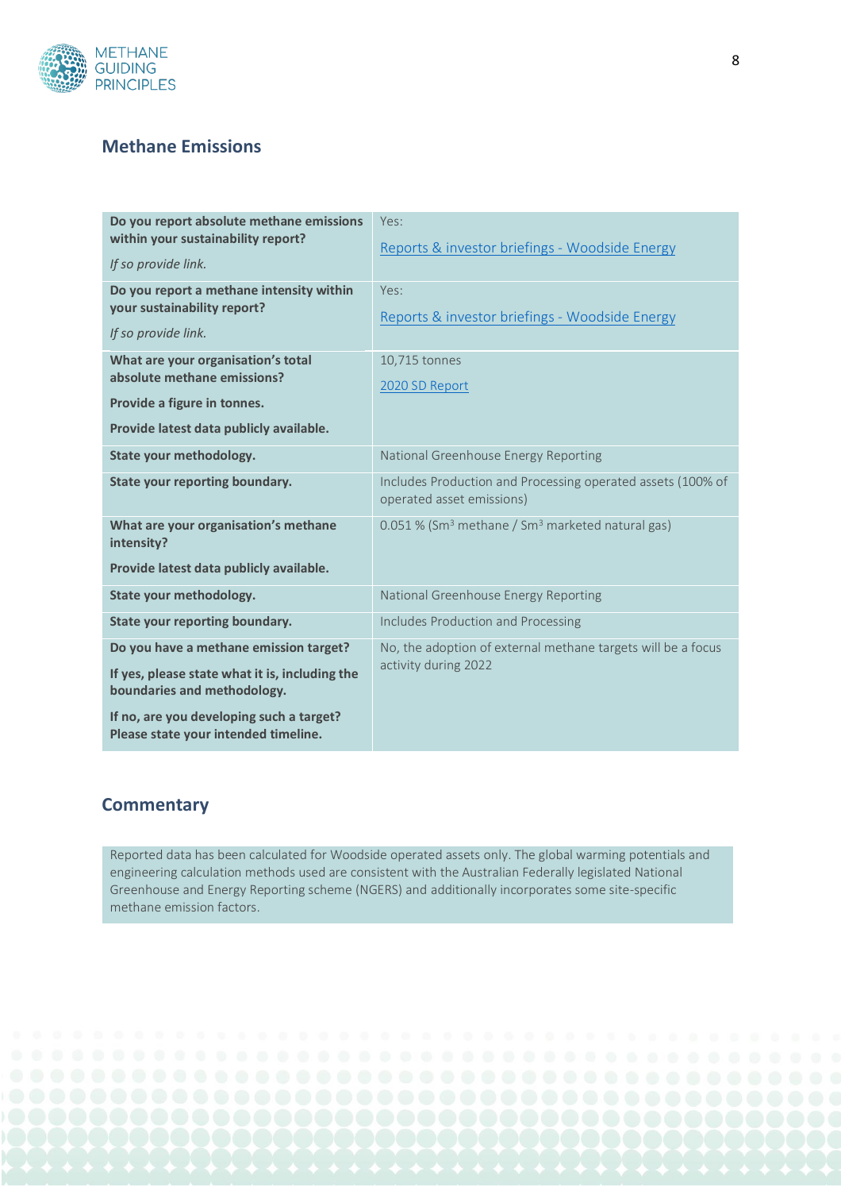## Methane Emissions

| | |
|---|---|
| **Do you report absolute methane emissions within your sustainability report?** *If so provide link.* | Yes: [Reports & investor briefings - Woodside Energy] |
| **Do you report a methane intensity within your sustainability report?** *If so provide link.* | Yes: [Reports & investor briefings - Woodside Energy] |
| **What are your organisation's total absolute methane emissions?** **Provide a figure in tonnes.** **Provide latest data publicly available.** | 10,715 tonnes [2020 SD Report] |
| **State your methodology.** | National Greenhouse Energy Reporting |
| **State your reporting boundary.** | Includes Production and Processing operated assets (100% of operated asset emissions) |
| **What are your organisation's methane intensity?** **Provide latest data publicly available.** | 0.051 % ($Sm^3$ methane / $Sm^3$ marketed natural gas) |
| **State your methodology.** | National Greenhouse Energy Reporting |
| **State your reporting boundary.** | Includes Production and Processing |
| **Do you have a methane emission target?** **If yes, please state what it is, including the boundaries and methodology.** **If no, are you developing such a target? Please state your intended timeline.** | No, the adoption of external methane targets will be a focus activity during 2022 |

## Commentary

Reported data has been calculated for Woodside operated assets only. The global warming potentials and engineering calculation methods used are consistent with the Australian Federally legislated National Greenhouse and Energy Reporting scheme (NGERS) and additionally incorporates some site-specific methane emission factors.